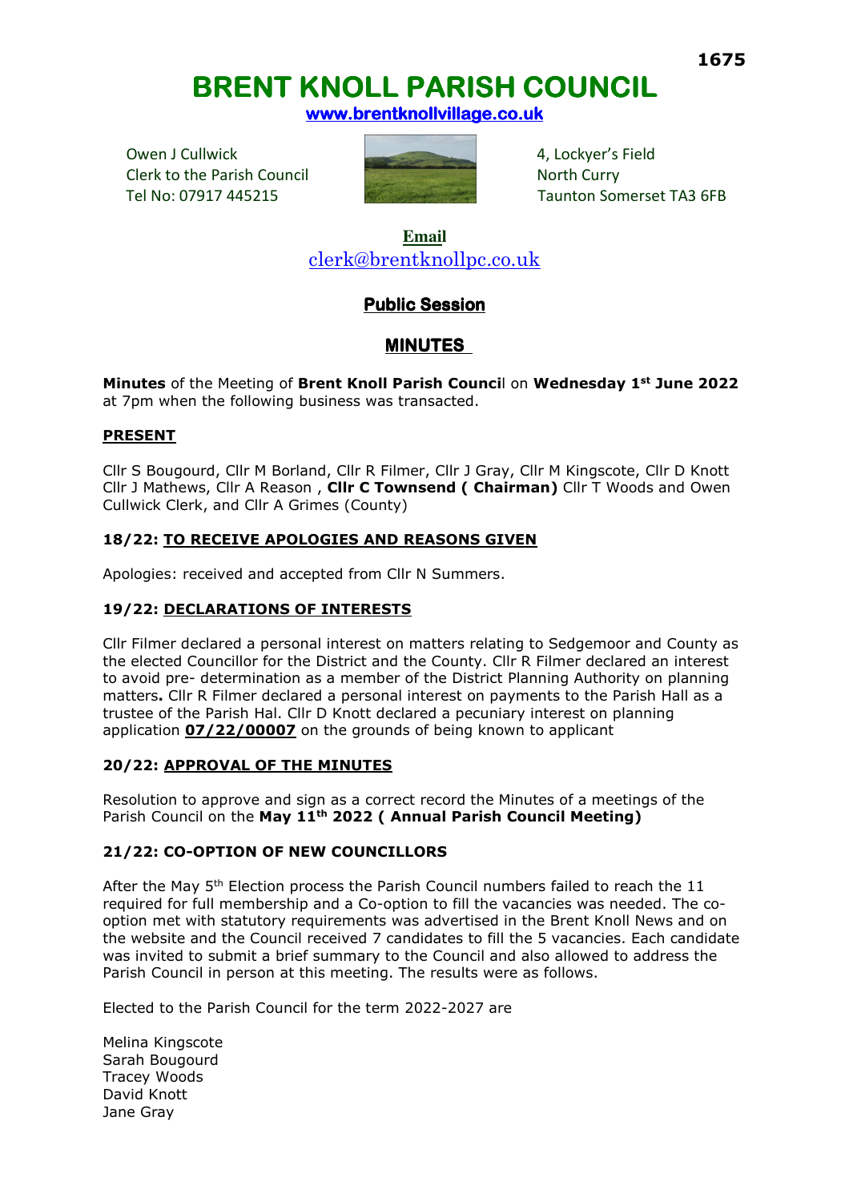# BRENT KNOLL PARISH COUNCIL

**www.brentknollvillage.co.uk**

Owen J Cullwick
Clerk to the Parish Council
Tel No: 07917 445215

4, Lockyer's Field
North Curry
Taunton Somerset TA3 6FB

**Email**
clerk@brentknollpc.co.uk

## Public Session

## MINUTES

**Minutes** of the Meeting of **Brent Knoll Parish Counci**l on **Wednesday 1st June 2022** at 7pm when the following business was transacted.

### PRESENT

Cllr S Bougourd, Cllr M Borland, Cllr R Filmer, Cllr J Gray, Cllr M Kingscote, Cllr D Knott Cllr J Mathews, Cllr A Reason , **Cllr C Townsend ( Chairman)** Cllr T Woods and Owen Cullwick Clerk, and Cllr A Grimes (County)

### 18/22: TO RECEIVE APOLOGIES AND REASONS GIVEN

Apologies: received and accepted from Cllr N Summers.

### 19/22: DECLARATIONS OF INTERESTS

Cllr Filmer declared a personal interest on matters relating to Sedgemoor and County as the elected Councillor for the District and the County. Cllr R Filmer declared an interest to avoid pre- determination as a member of the District Planning Authority on planning matters**.** Cllr R Filmer declared a personal interest on payments to the Parish Hall as a trustee of the Parish Hal. Cllr D Knott declared a pecuniary interest on planning application **07/22/00007** on the grounds of being known to applicant

### 20/22: APPROVAL OF THE MINUTES

Resolution to approve and sign as a correct record the Minutes of a meetings of the Parish Council on the **May 11th 2022 ( Annual Parish Council Meeting)**

### 21/22: CO-OPTION OF NEW COUNCILLORS

After the May 5th Election process the Parish Council numbers failed to reach the 11 required for full membership and a Co-option to fill the vacancies was needed. The co-option met with statutory requirements was advertised in the Brent Knoll News and on the website and the Council received 7 candidates to fill the 5 vacancies. Each candidate was invited to submit a brief summary to the Council and also allowed to address the Parish Council in person at this meeting. The results were as follows.

Elected to the Parish Council for the term 2022-2027 are

Melina Kingscote
Sarah Bougourd
Tracey Woods
David Knott
Jane Gray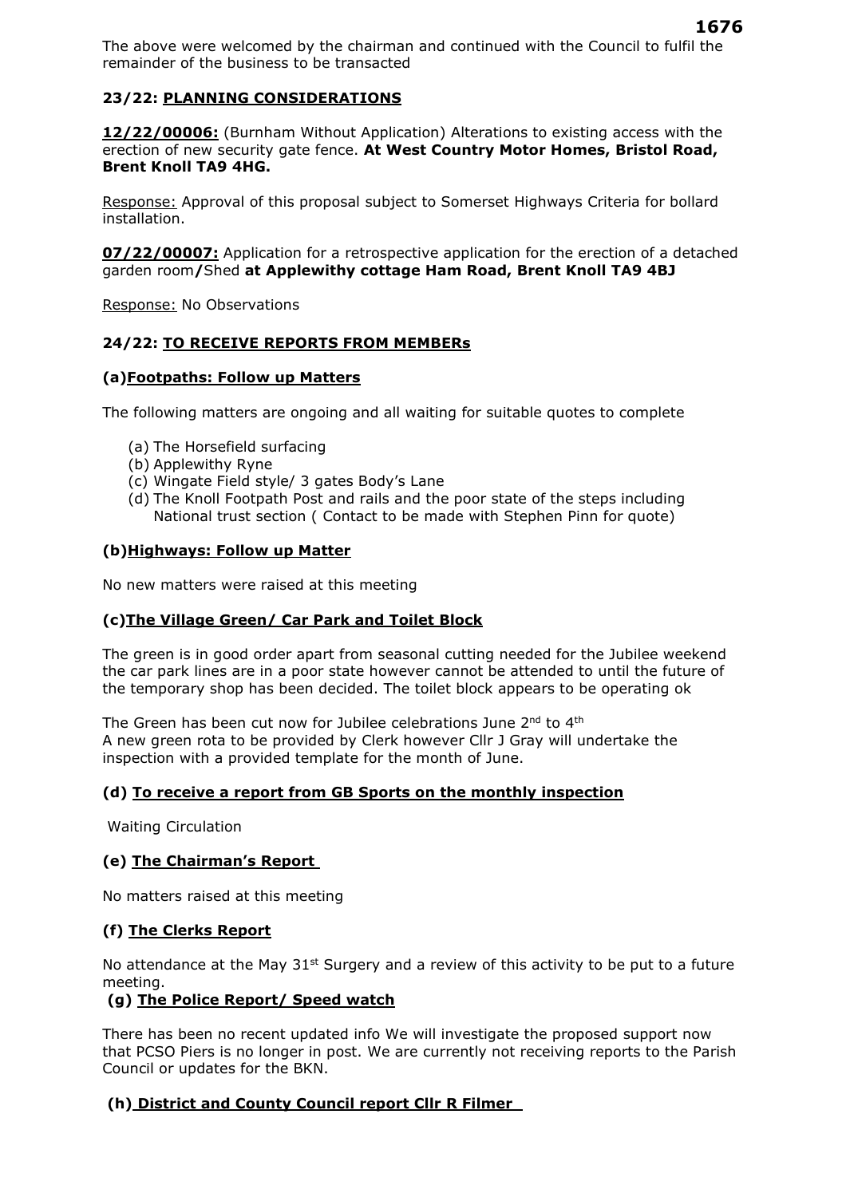The above were welcomed by the chairman and continued with the Council to fulfil the remainder of the business to be transacted

**23/22: PLANNING CONSIDERATIONS**

**12/22/00006:** (Burnham Without Application) Alterations to existing access with the erection of new security gate fence. **At West Country Motor Homes, Bristol Road, Brent Knoll TA9 4HG.**

Response: Approval of this proposal subject to Somerset Highways Criteria for bollard installation.

**07/22/00007:** Application for a retrospective application for the erection of a detached garden room**/**Shed **at Applewithy cottage Ham Road, Brent Knoll TA9 4BJ**

Response: No Observations

**24/22: TO RECEIVE REPORTS FROM MEMBERs**

**(a)Footpaths: Follow up Matters**

The following matters are ongoing and all waiting for suitable quotes to complete

(a) The Horsefield surfacing
(b) Applewithy Ryne
(c) Wingate Field style/ 3 gates Body's Lane
(d) The Knoll Footpath Post and rails and the poor state of the steps including National trust section ( Contact to be made with Stephen Pinn for quote)

**(b)Highways: Follow up Matter**

No new matters were raised at this meeting

**(c)The Village Green/ Car Park and Toilet Block**

The green is in good order apart from seasonal cutting needed for the Jubilee weekend the car park lines are in a poor state however cannot be attended to until the future of the temporary shop has been decided. The toilet block appears to be operating ok

The Green has been cut now for Jubilee celebrations June 2nd to 4th
A new green rota to be provided by Clerk however Cllr J Gray will undertake the inspection with a provided template for the month of June.

**(d) To receive a report from GB Sports on the monthly inspection**

Waiting Circulation

**(e) The Chairman's Report**

No matters raised at this meeting

**(f) The Clerks Report**

No attendance at the May 31st Surgery and a review of this activity to be put to a future meeting.

**(g) The Police Report/ Speed watch**

There has been no recent updated info We will investigate the proposed support now that PCSO Piers is no longer in post. We are currently not receiving reports to the Parish Council or updates for the BKN.

**(h) District and County Council report Cllr R Filmer**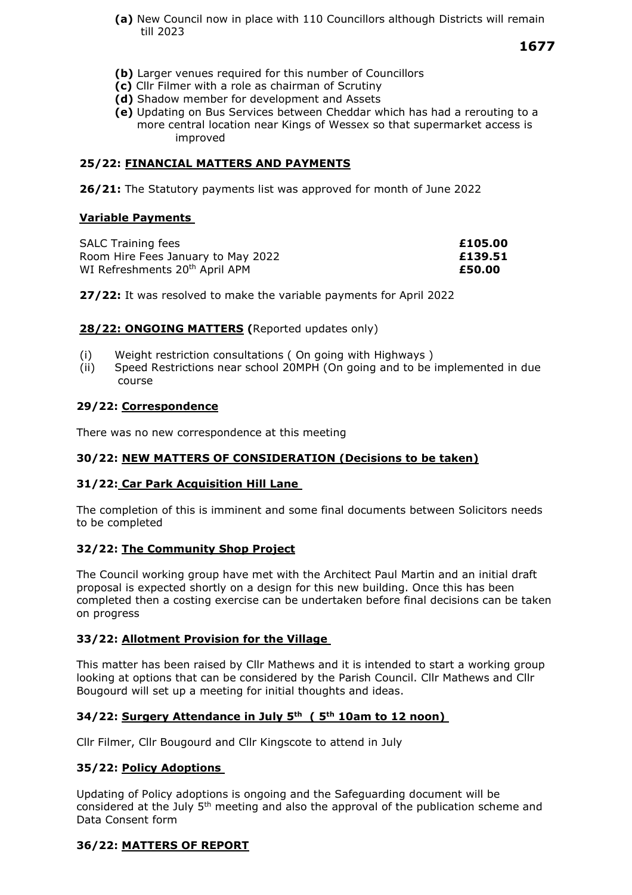**(a)** New Council now in place with 110 Councillors although Districts will remain till 2023

**(b)** Larger venues required for this number of Councillors
**(c)** Cllr Filmer with a role as chairman of Scrutiny
**(d)** Shadow member for development and Assets
**(e)** Updating on Bus Services between Cheddar which has had a rerouting to a more central location near Kings of Wessex so that supermarket access is improved

## 25/22: FINANCIAL MATTERS AND PAYMENTS

**26/21:** The Statutory payments list was approved for month of June 2022

**Variable Payments**

| | |
|---|---|
| SALC Training fees | **£105.00** |
| Room Hire Fees January to May 2022 | **£139.51** |
| WI Refreshments 20th April APM | **£50.00** |

**27/22:** It was resolved to make the variable payments for April 2022

## 28/22: ONGOING MATTERS (Reported updates only)

(i) Weight restriction consultations ( On going with Highways )
(ii) Speed Restrictions near school 20MPH (On going and to be implemented in due course

## 29/22: Correspondence

There was no new correspondence at this meeting

## 30/22: NEW MATTERS OF CONSIDERATION (Decisions to be taken)

## 31/22: Car Park Acquisition Hill Lane

The completion of this is imminent and some final documents between Solicitors needs to be completed

## 32/22: The Community Shop Project

The Council working group have met with the Architect Paul Martin and an initial draft proposal is expected shortly on a design for this new building. Once this has been completed then a costing exercise can be undertaken before final decisions can be taken on progress

## 33/22: Allotment Provision for the Village

This matter has been raised by Cllr Mathews and it is intended to start a working group looking at options that can be considered by the Parish Council. Cllr Mathews and Cllr Bougourd will set up a meeting for initial thoughts and ideas.

## 34/22: Surgery Attendance in July 5th ( 5th 10am to 12 noon)

Cllr Filmer, Cllr Bougourd and Cllr Kingscote to attend in July

## 35/22: Policy Adoptions

Updating of Policy adoptions is ongoing and the Safeguarding document will be considered at the July 5th meeting and also the approval of the publication scheme and Data Consent form

## 36/22: MATTERS OF REPORT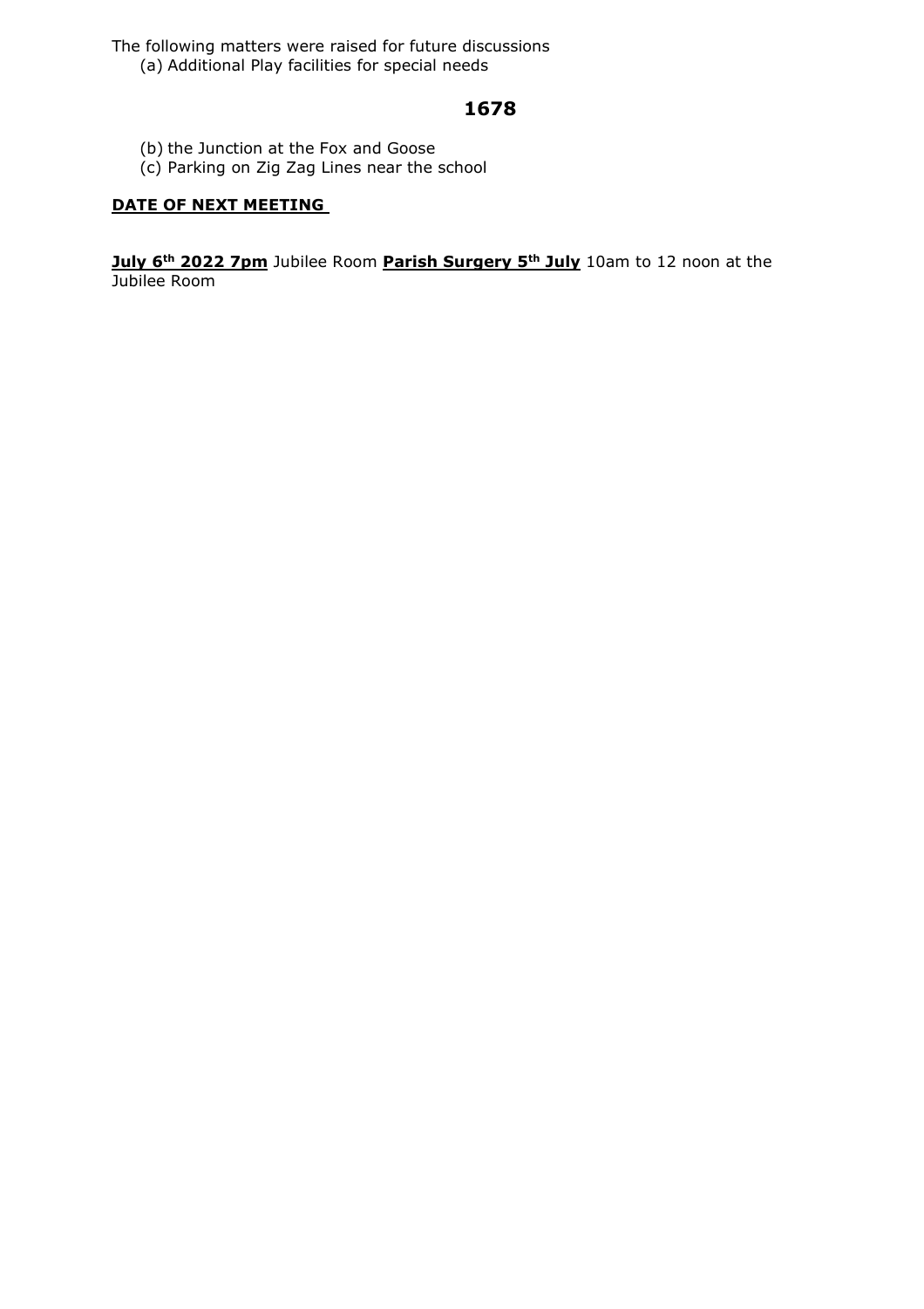The following matters were raised for future discussions

(a) Additional Play facilities for special needs

(b) the Junction at the Fox and Goose

(c) Parking on Zig Zag Lines near the school

**DATE OF NEXT MEETING**

**July 6th 2022 7pm** Jubilee Room **Parish Surgery 5th July** 10am to 12 noon at the Jubilee Room